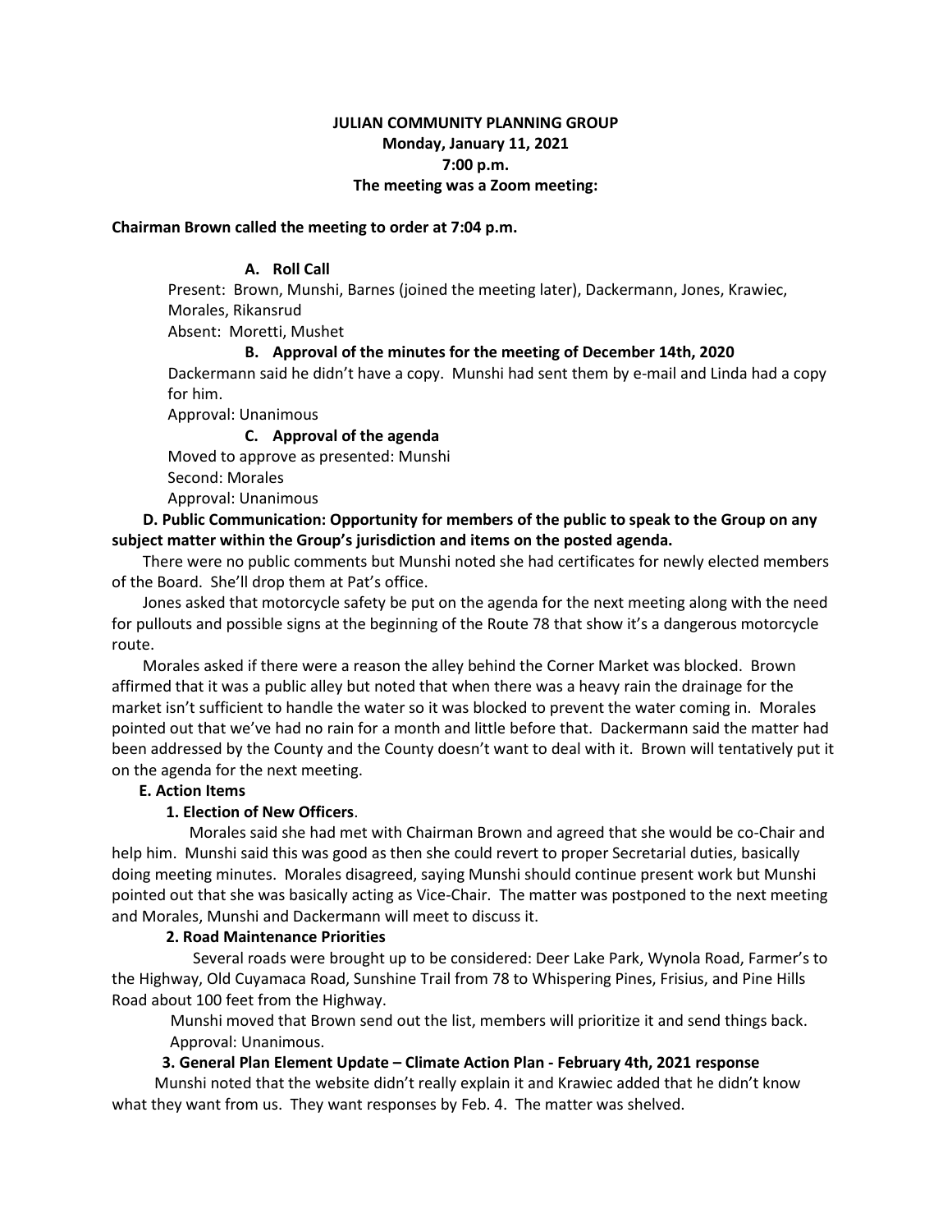**JULIAN COMMUNITY PLANNING GROUP**
**Monday, January 11, 2021**
**7:00 p.m.**
**The meeting was a Zoom meeting:**

**Chairman Brown called the meeting to order at 7:04 p.m.**

**A. Roll Call**

Present: Brown, Munshi, Barnes (joined the meeting later), Dackermann, Jones, Krawiec, Morales, Rikansrud

Absent: Moretti, Mushet

**B. Approval of the minutes for the meeting of December 14th, 2020**

Dackermann said he didn't have a copy. Munshi had sent them by e-mail and Linda had a copy for him.

Approval: Unanimous

**C. Approval of the agenda**

Moved to approve as presented: Munshi

Second: Morales

Approval: Unanimous

**D. Public Communication: Opportunity for members of the public to speak to the Group on any subject matter within the Group's jurisdiction and items on the posted agenda.**

There were no public comments but Munshi noted she had certificates for newly elected members of the Board. She'll drop them at Pat's office.

Jones asked that motorcycle safety be put on the agenda for the next meeting along with the need for pullouts and possible signs at the beginning of the Route 78 that show it's a dangerous motorcycle route.

Morales asked if there were a reason the alley behind the Corner Market was blocked. Brown affirmed that it was a public alley but noted that when there was a heavy rain the drainage for the market isn't sufficient to handle the water so it was blocked to prevent the water coming in. Morales pointed out that we've had no rain for a month and little before that. Dackermann said the matter had been addressed by the County and the County doesn't want to deal with it. Brown will tentatively put it on the agenda for the next meeting.

**E. Action Items**

**1. Election of New Officers**.

Morales said she had met with Chairman Brown and agreed that she would be co-Chair and help him. Munshi said this was good as then she could revert to proper Secretarial duties, basically doing meeting minutes. Morales disagreed, saying Munshi should continue present work but Munshi pointed out that she was basically acting as Vice-Chair. The matter was postponed to the next meeting and Morales, Munshi and Dackermann will meet to discuss it.

**2. Road Maintenance Priorities**

Several roads were brought up to be considered: Deer Lake Park, Wynola Road, Farmer's to the Highway, Old Cuyamaca Road, Sunshine Trail from 78 to Whispering Pines, Frisius, and Pine Hills Road about 100 feet from the Highway.

Munshi moved that Brown send out the list, members will prioritize it and send things back.
Approval: Unanimous.

**3. General Plan Element Update – Climate Action Plan - February 4th, 2021 response**

Munshi noted that the website didn't really explain it and Krawiec added that he didn't know what they want from us. They want responses by Feb. 4. The matter was shelved.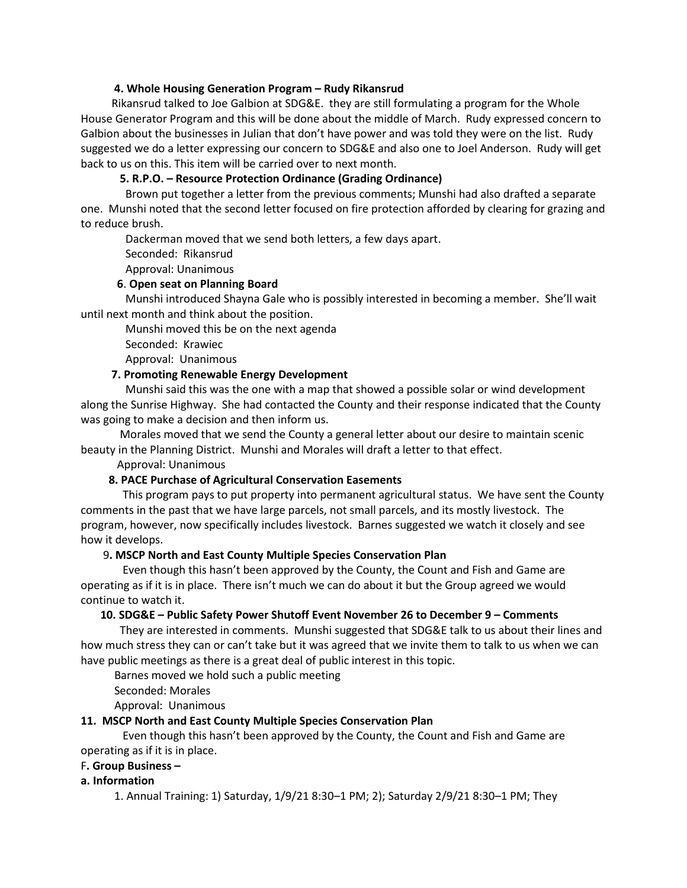**4. Whole Housing Generation Program – Rudy Rikansrud**

Rikansrud talked to Joe Galbion at SDG&E. they are still formulating a program for the Whole House Generator Program and this will be done about the middle of March. Rudy expressed concern to Galbion about the businesses in Julian that don't have power and was told they were on the list. Rudy suggested we do a letter expressing our concern to SDG&E and also one to Joel Anderson. Rudy will get back to us on this. This item will be carried over to next month.

**5. R.P.O. – Resource Protection Ordinance (Grading Ordinance)**

Brown put together a letter from the previous comments; Munshi had also drafted a separate one. Munshi noted that the second letter focused on fire protection afforded by clearing for grazing and to reduce brush.

Dackerman moved that we send both letters, a few days apart.

Seconded: Rikansrud

Approval: Unanimous

**6. Open seat on Planning Board**

Munshi introduced Shayna Gale who is possibly interested in becoming a member. She'll wait until next month and think about the position.

Munshi moved this be on the next agenda

Seconded: Krawiec

Approval: Unanimous

**7. Promoting Renewable Energy Development**

Munshi said this was the one with a map that showed a possible solar or wind development along the Sunrise Highway. She had contacted the County and their response indicated that the County was going to make a decision and then inform us.

Morales moved that we send the County a general letter about our desire to maintain scenic beauty in the Planning District. Munshi and Morales will draft a letter to that effect.

Approval: Unanimous

**8. PACE Purchase of Agricultural Conservation Easements**

This program pays to put property into permanent agricultural status. We have sent the County comments in the past that we have large parcels, not small parcels, and its mostly livestock. The program, however, now specifically includes livestock. Barnes suggested we watch it closely and see how it develops.

9**. MSCP North and East County Multiple Species Conservation Plan**

Even though this hasn't been approved by the County, the Count and Fish and Game are operating as if it is in place. There isn't much we can do about it but the Group agreed we would continue to watch it.

**10. SDG&E – Public Safety Power Shutoff Event November 26 to December 9 – Comments**

They are interested in comments. Munshi suggested that SDG&E talk to us about their lines and how much stress they can or can't take but it was agreed that we invite them to talk to us when we can have public meetings as there is a great deal of public interest in this topic.

Barnes moved we hold such a public meeting

Seconded: Morales

Approval: Unanimous

**11. MSCP North and East County Multiple Species Conservation Plan**

Even though this hasn't been approved by the County, the Count and Fish and Game are operating as if it is in place.

F**. Group Business –**

**a. Information**

1. Annual Training: 1) Saturday, 1/9/21 8:30–1 PM; 2); Saturday 2/9/21 8:30–1 PM; They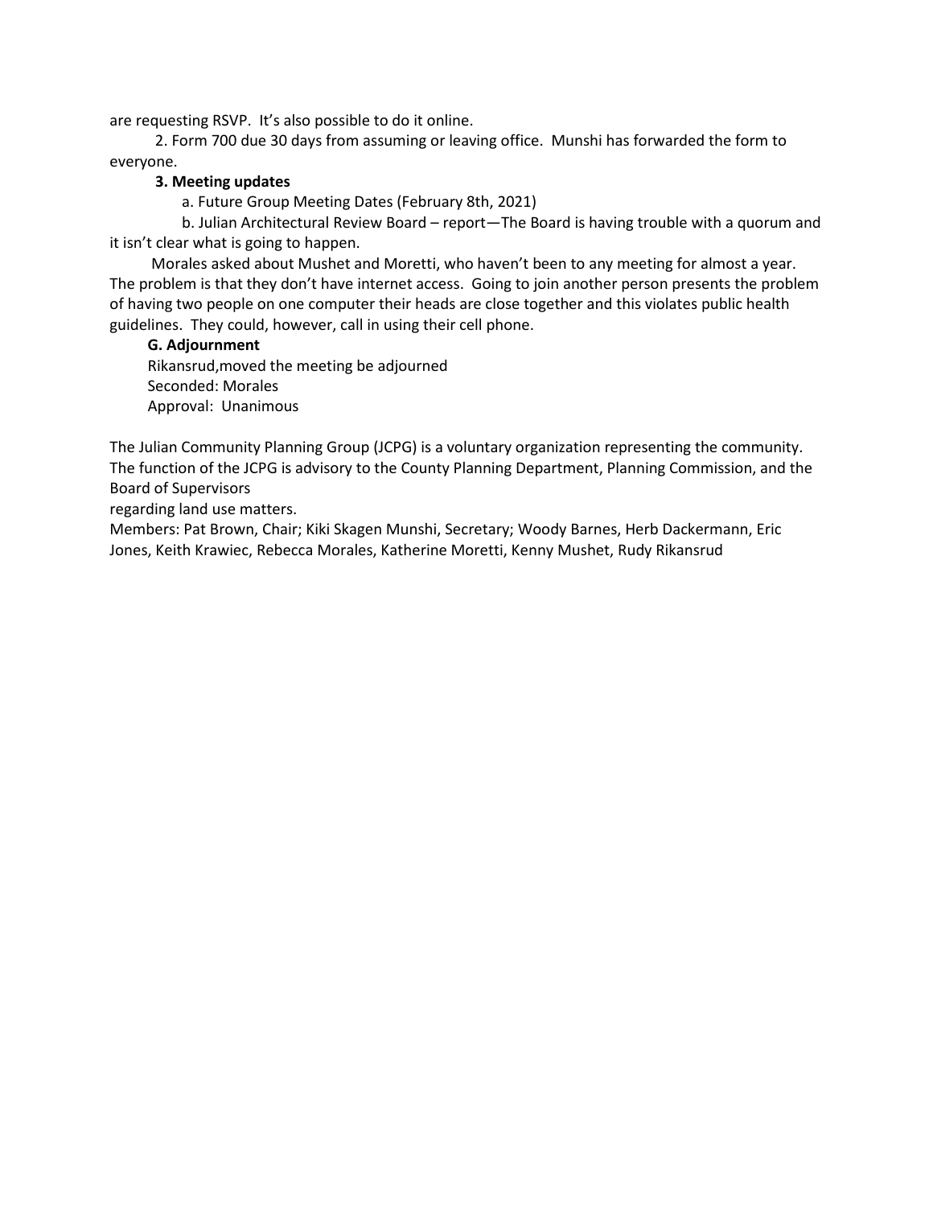are requesting RSVP.  It's also possible to do it online.

2. Form 700 due 30 days from assuming or leaving office.  Munshi has forwarded the form to everyone.

**3. Meeting updates**

a. Future Group Meeting Dates (February 8th, 2021)

b. Julian Architectural Review Board – report—The Board is having trouble with a quorum and it isn't clear what is going to happen.

Morales asked about Mushet and Moretti, who haven't been to any meeting for almost a year. The problem is that they don't have internet access.  Going to join another person presents the problem of having two people on one computer their heads are close together and this violates public health guidelines.  They could, however, call in using their cell phone.

**G. Adjournment**

Rikansrud,moved the meeting be adjourned
Seconded: Morales
Approval:  Unanimous

The Julian Community Planning Group (JCPG) is a voluntary organization representing the community. The function of the JCPG is advisory to the County Planning Department, Planning Commission, and the Board of Supervisors
regarding land use matters.

Members: Pat Brown, Chair; Kiki Skagen Munshi, Secretary; Woody Barnes, Herb Dackermann, Eric Jones, Keith Krawiec, Rebecca Morales, Katherine Moretti, Kenny Mushet, Rudy Rikansrud